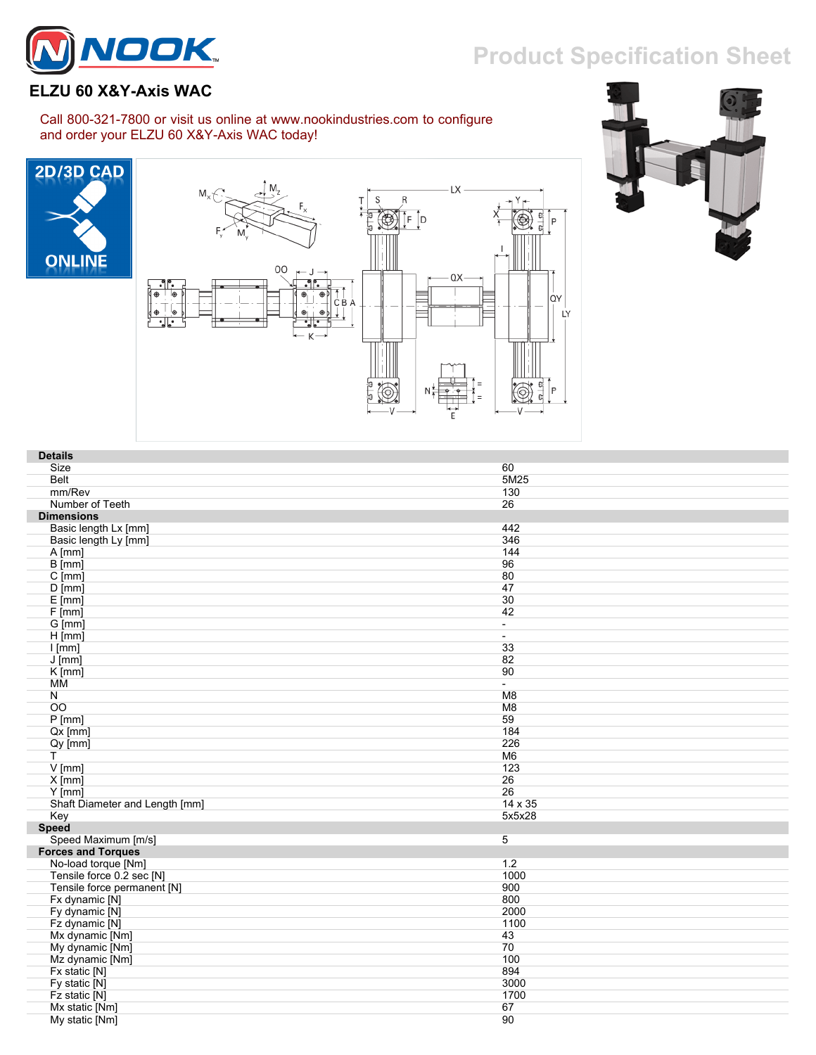# NOOK

## Product Specification Sheet

### ELZU 60 X&Y-Axis WAC

Call 800-321-7800 or visit us online at www.nookindustries.com to configure and order your ELZU 60 X&Y-Axis WAC today!

2D/3D CAD ONLINE

| Details | |
|---|---|
| Size | 60 |
| Belt | 5M25 |
| mm/Rev | 130 |
| Number of Teeth | 26 |
| **Dimensions** | |
| Basic length Lx [mm] | 442 |
| Basic length Ly [mm] | 346 |
| A [mm] | 144 |
| B [mm] | 96 |
| C [mm] | 80 |
| D [mm] | 47 |
| E [mm] | 30 |
| F [mm] | 42 |
| G [mm] | - |
| H [mm] | - |
| I [mm] | 33 |
| J [mm] | 82 |
| K [mm] | 90 |
| MM | - |
| N | M8 |
| OO | M8 |
| P [mm] | 59 |
| Qx [mm] | 184 |
| Qy [mm] | 226 |
| T | M6 |
| V [mm] | 123 |
| X [mm] | 26 |
| Y [mm] | 26 |
| Shaft Diameter and Length [mm] | 14 x 35 |
| Key | 5x5x28 |
| **Speed** | |
| Speed Maximum [m/s] | 5 |
| **Forces and Torques** | |
| No-load torque [Nm] | 1.2 |
| Tensile force 0.2 sec [N] | 1000 |
| Tensile force permanent [N] | 900 |
| Fx dynamic [N] | 800 |
| Fy dynamic [N] | 2000 |
| Fz dynamic [N] | 1100 |
| Mx dynamic [Nm] | 43 |
| My dynamic [Nm] | 70 |
| Mz dynamic [Nm] | 100 |
| Fx static [N] | 894 |
| Fy static [N] | 3000 |
| Fz static [N] | 1700 |
| Mx static [Nm] | 67 |
| My static [Nm] | 90 |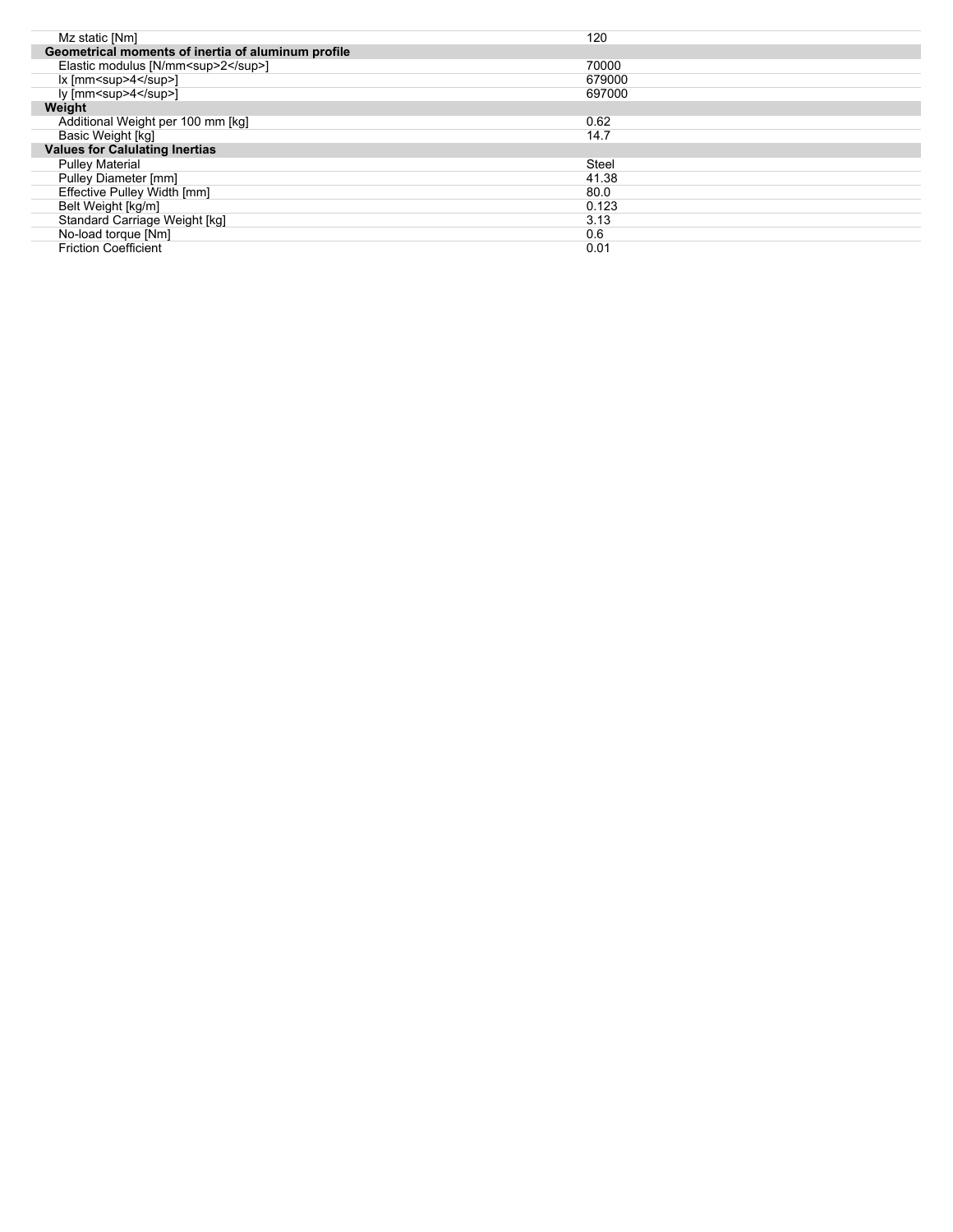| | |
|---|---|
| Mz static [Nm] | 120 |
| **Geometrical moments of inertia of aluminum profile** | |
| Elastic modulus [$N/mm^2$] | 70000 |
| Ix [$mm^4$] | 679000 |
| Iy [$mm^4$] | 697000 |
| **Weight** | |
| Additional Weight per 100 mm [kg] | 0.62 |
| Basic Weight [kg] | 14.7 |
| **Values for Calulating Inertias** | |
| Pulley Material | Steel |
| Pulley Diameter [mm] | 41.38 |
| Effective Pulley Width [mm] | 80.0 |
| Belt Weight [kg/m] | 0.123 |
| Standard Carriage Weight [kg] | 3.13 |
| No-load torque [Nm] | 0.6 |
| Friction Coefficient | 0.01 |